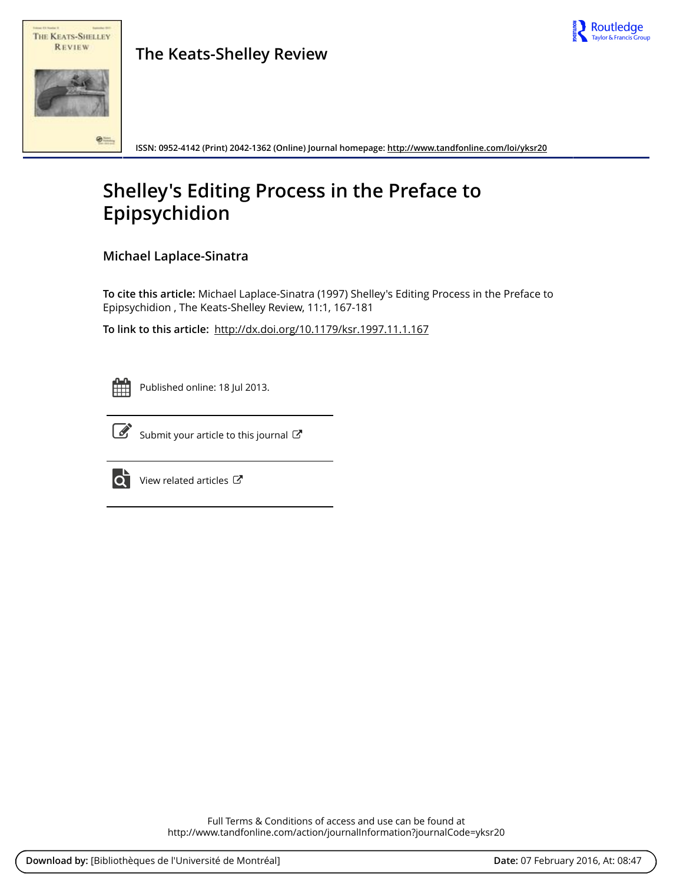The Keats-Shelley Review

ISSN: 0952-4142 (Print) 2042-1362 (Online) Journal homepage: http://www.tandfonline.com/loi/yksr20

# Shelley's Editing Process in the Preface to Epipsychidion

## Michael Laplace-Sinatra

**To cite this article:** Michael Laplace-Sinatra (1997) Shelley's Editing Process in the Preface to Epipsychidion , The Keats-Shelley Review, 11:1, 167-181

**To link to this article:** http://dx.doi.org/10.1179/ksr.1997.11.1.167

Published online: 18 Jul 2013.

Submit your article to this journal

View related articles

Full Terms & Conditions of access and use can be found at
http://www.tandfonline.com/action/journalInformation?journalCode=yksr20

**Download by:** [Bibliothèques de l'Université de Montréal] **Date:** 07 February 2016, At: 08:47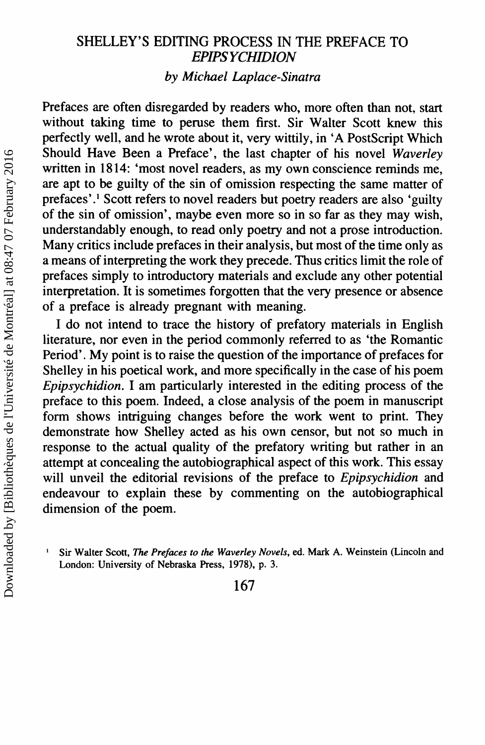# SHELLEY'S EDITING PROCESS IN THE PREFACE TO *EPIPSYCHIDION*

*by Michael Laplace-Sinatra*

Prefaces are often disregarded by readers who, more often than not, start without taking time to peruse them first. Sir Walter Scott knew this perfectly well, and he wrote about it, very wittily, in 'A PostScript Which Should Have Been a Preface', the last chapter of his novel *Waverley* written in 1814: 'most novel readers, as my own conscience reminds me, are apt to be guilty of the sin of omission respecting the same matter of prefaces'.[1] Scott refers to novel readers but poetry readers are also 'guilty of the sin of omission', maybe even more so in so far as they may wish, understandably enough, to read only poetry and not a prose introduction. Many critics include prefaces in their analysis, but most of the time only as a means of interpreting the work they precede. Thus critics limit the role of prefaces simply to introductory materials and exclude any other potential interpretation. It is sometimes forgotten that the very presence or absence of a preface is already pregnant with meaning.

I do not intend to trace the history of prefatory materials in English literature, nor even in the period commonly referred to as 'the Romantic Period'. My point is to raise the question of the importance of prefaces for Shelley in his poetical work, and more specifically in the case of his poem *Epipsychidion*. I am particularly interested in the editing process of the preface to this poem. Indeed, a close analysis of the poem in manuscript form shows intriguing changes before the work went to print. They demonstrate how Shelley acted as his own censor, but not so much in response to the actual quality of the prefatory writing but rather in an attempt at concealing the autobiographical aspect of this work. This essay will unveil the editorial revisions of the preface to *Epipsychidion* and endeavour to explain these by commenting on the autobiographical dimension of the poem.

[1] Sir Walter Scott, *The Prefaces to the Waverley Novels*, ed. Mark A. Weinstein (Lincoln and London: University of Nebraska Press, 1978), p. 3.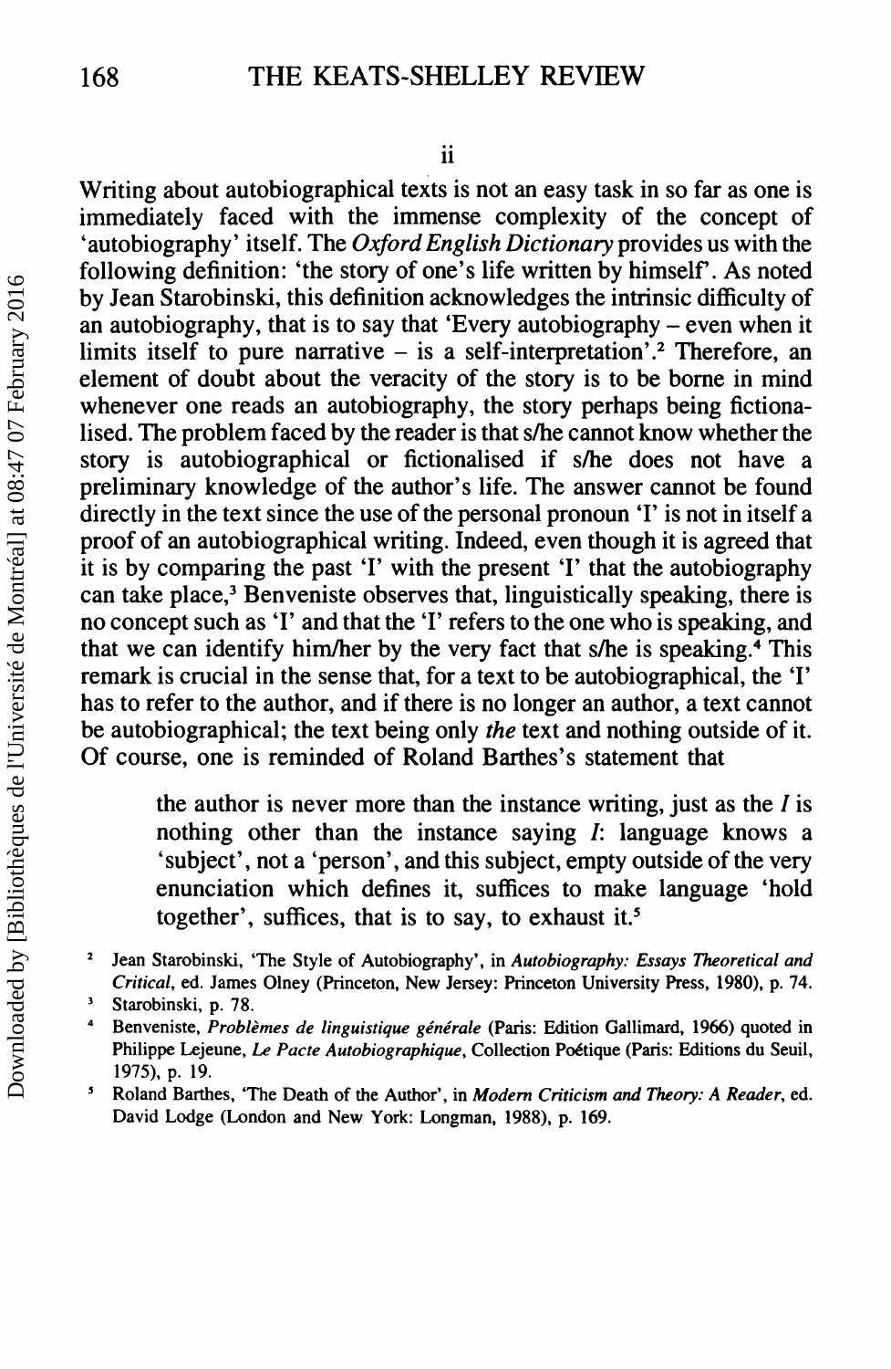ii

Writing about autobiographical texts is not an easy task in so far as one is immediately faced with the immense complexity of the concept of 'autobiography' itself. The *Oxford English Dictionary* provides us with the following definition: 'the story of one's life written by himself'. As noted by Jean Starobinski, this definition acknowledges the intrinsic difficulty of an autobiography, that is to say that 'Every autobiography – even when it limits itself to pure narrative – is a self-interpretation'.[2] Therefore, an element of doubt about the veracity of the story is to be borne in mind whenever one reads an autobiography, the story perhaps being fictionalised. The problem faced by the reader is that s/he cannot know whether the story is autobiographical or fictionalised if s/he does not have a preliminary knowledge of the author's life. The answer cannot be found directly in the text since the use of the personal pronoun 'I' is not in itself a proof of an autobiographical writing. Indeed, even though it is agreed that it is by comparing the past 'I' with the present 'I' that the autobiography can take place,[3] Benveniste observes that, linguistically speaking, there is no concept such as 'I' and that the 'I' refers to the one who is speaking, and that we can identify him/her by the very fact that s/he is speaking.[4] This remark is crucial in the sense that, for a text to be autobiographical, the 'I' has to refer to the author, and if there is no longer an author, a text cannot be autobiographical; the text being only *the* text and nothing outside of it. Of course, one is reminded of Roland Barthes's statement that

> the author is never more than the instance writing, just as the *I* is nothing other than the instance saying *I*: language knows a 'subject', not a 'person', and this subject, empty outside of the very enunciation which defines it, suffices to make language 'hold together', suffices, that is to say, to exhaust it.[5]

[2] Jean Starobinski, 'The Style of Autobiography', in *Autobiography: Essays Theoretical and Critical*, ed. James Olney (Princeton, New Jersey: Princeton University Press, 1980), p. 74.

[3] Starobinski, p. 78.

[4] Benveniste, *Problèmes de linguistique générale* (Paris: Edition Gallimard, 1966) quoted in Philippe Lejeune, *Le Pacte Autobiographique*, Collection Poétique (Paris: Editions du Seuil, 1975), p. 19.

[5] Roland Barthes, 'The Death of the Author', in *Modern Criticism and Theory: A Reader*, ed. David Lodge (London and New York: Longman, 1988), p. 169.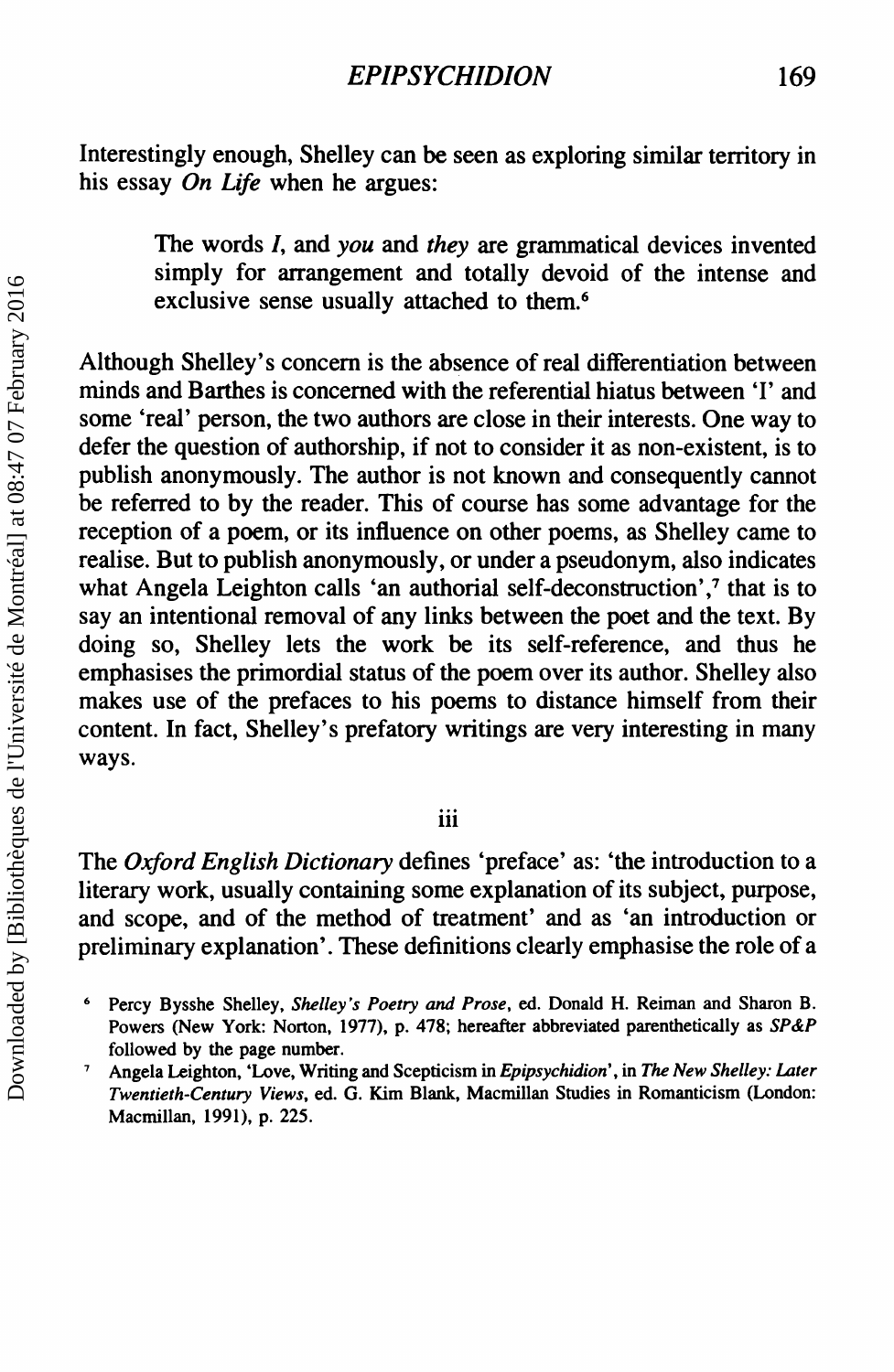Interestingly enough, Shelley can be seen as exploring similar territory in his essay *On Life* when he argues:

> The words *I*, and *you* and *they* are grammatical devices invented simply for arrangement and totally devoid of the intense and exclusive sense usually attached to them.[6]

Although Shelley's concern is the absence of real differentiation between minds and Barthes is concerned with the referential hiatus between 'I' and some 'real' person, the two authors are close in their interests. One way to defer the question of authorship, if not to consider it as non-existent, is to publish anonymously. The author is not known and consequently cannot be referred to by the reader. This of course has some advantage for the reception of a poem, or its influence on other poems, as Shelley came to realise. But to publish anonymously, or under a pseudonym, also indicates what Angela Leighton calls 'an authorial self-deconstruction',[7] that is to say an intentional removal of any links between the poet and the text. By doing so, Shelley lets the work be its self-reference, and thus he emphasises the primordial status of the poem over its author. Shelley also makes use of the prefaces to his poems to distance himself from their content. In fact, Shelley's prefatory writings are very interesting in many ways.

### iii

The *Oxford English Dictionary* defines 'preface' as: 'the introduction to a literary work, usually containing some explanation of its subject, purpose, and scope, and of the method of treatment' and as 'an introduction or preliminary explanation'. These definitions clearly emphasise the role of a

[6] Percy Bysshe Shelley, *Shelley's Poetry and Prose*, ed. Donald H. Reiman and Sharon B. Powers (New York: Norton, 1977), p. 478; hereafter abbreviated parenthetically as *SP&P* followed by the page number.

[7] Angela Leighton, 'Love, Writing and Scepticism in *Epipsychidion*', in *The New Shelley: Later Twentieth-Century Views*, ed. G. Kim Blank, Macmillan Studies in Romanticism (London: Macmillan, 1991), p. 225.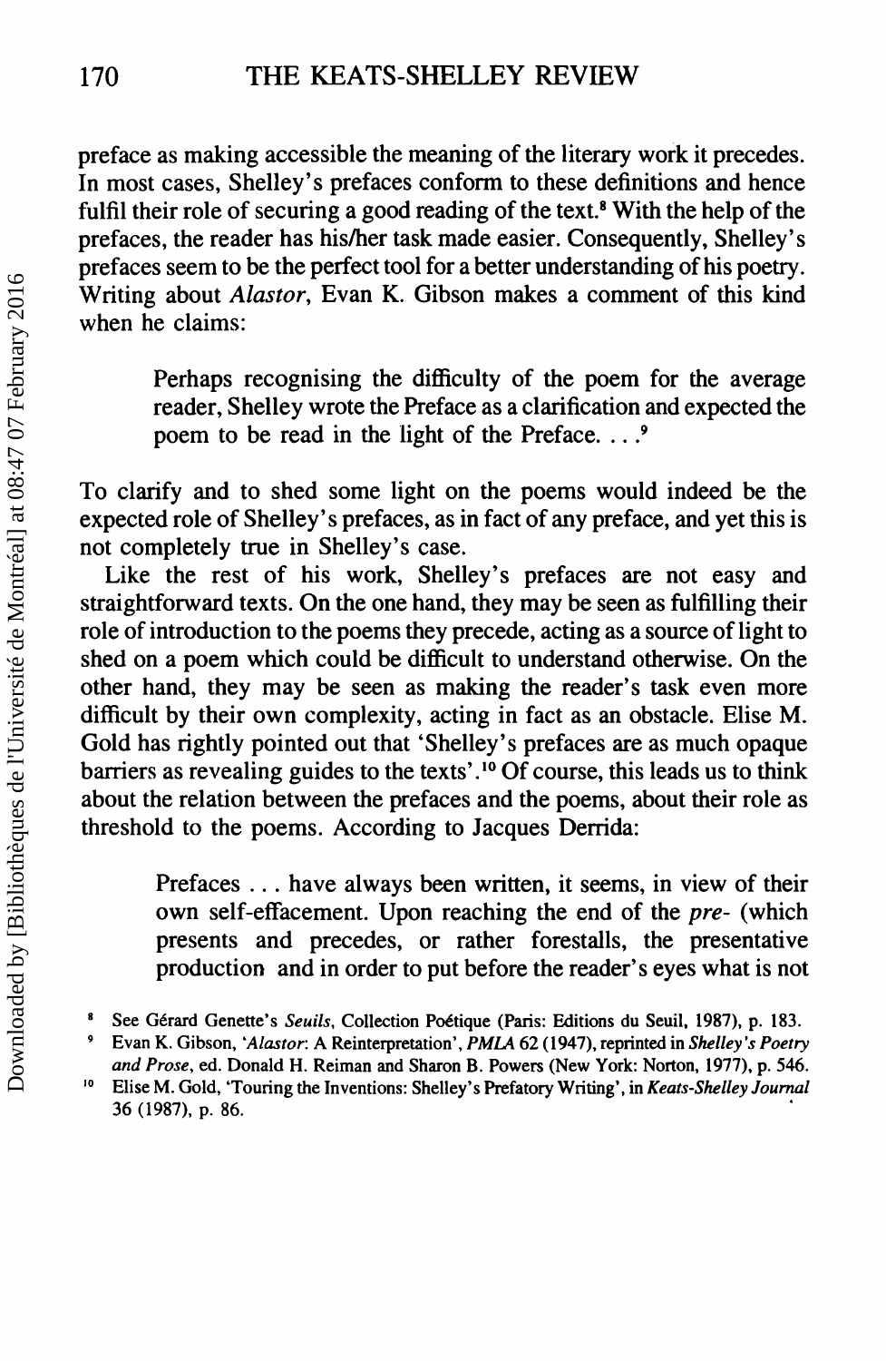preface as making accessible the meaning of the literary work it precedes. In most cases, Shelley's prefaces conform to these definitions and hence fulfil their role of securing a good reading of the text.[8] With the help of the prefaces, the reader has his/her task made easier. Consequently, Shelley's prefaces seem to be the perfect tool for a better understanding of his poetry. Writing about *Alastor*, Evan K. Gibson makes a comment of this kind when he claims:

> Perhaps recognising the difficulty of the poem for the average reader, Shelley wrote the Preface as a clarification and expected the poem to be read in the light of the Preface. . . .[9]

To clarify and to shed some light on the poems would indeed be the expected role of Shelley's prefaces, as in fact of any preface, and yet this is not completely true in Shelley's case.

Like the rest of his work, Shelley's prefaces are not easy and straightforward texts. On the one hand, they may be seen as fulfilling their role of introduction to the poems they precede, acting as a source of light to shed on a poem which could be difficult to understand otherwise. On the other hand, they may be seen as making the reader's task even more difficult by their own complexity, acting in fact as an obstacle. Elise M. Gold has rightly pointed out that 'Shelley's prefaces are as much opaque barriers as revealing guides to the texts'.[10] Of course, this leads us to think about the relation between the prefaces and the poems, about their role as threshold to the poems. According to Jacques Derrida:

> Prefaces . . . have always been written, it seems, in view of their own self-effacement. Upon reaching the end of the *pre-* (which presents and precedes, or rather forestalls, the presentative production and in order to put before the reader's eyes what is not

[8] See Gérard Genette's *Seuils*, Collection Poétique (Paris: Editions du Seuil, 1987), p. 183.

[9] Evan K. Gibson, '*Alastor*: A Reinterpretation', *PMLA* 62 (1947), reprinted in *Shelley's Poetry and Prose*, ed. Donald H. Reiman and Sharon B. Powers (New York: Norton, 1977), p. 546.

[10] Elise M. Gold, 'Touring the Inventions: Shelley's Prefatory Writing', in *Keats-Shelley Journal* 36 (1987), p. 86.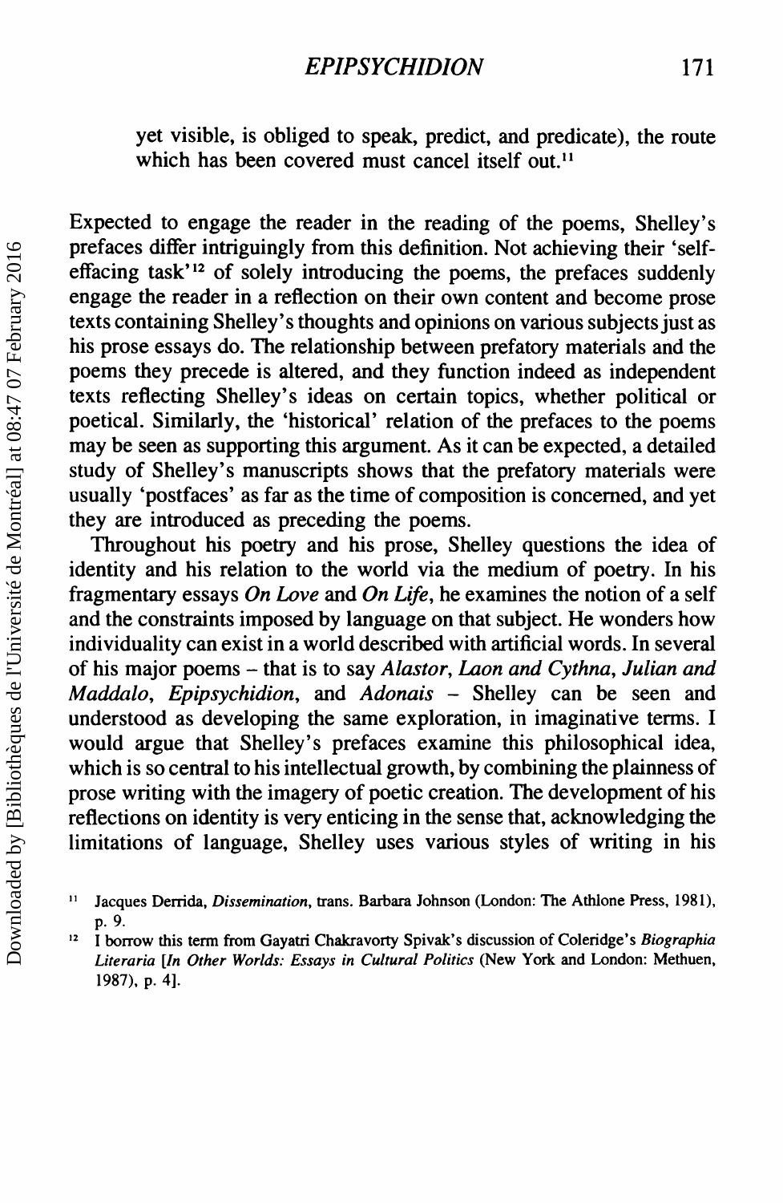yet visible, is obliged to speak, predict, and predicate), the route which has been covered must cancel itself out.[11]

Expected to engage the reader in the reading of the poems, Shelley's prefaces differ intriguingly from this definition. Not achieving their 'self-effacing task'[12] of solely introducing the poems, the prefaces suddenly engage the reader in a reflection on their own content and become prose texts containing Shelley's thoughts and opinions on various subjects just as his prose essays do. The relationship between prefatory materials and the poems they precede is altered, and they function indeed as independent texts reflecting Shelley's ideas on certain topics, whether political or poetical. Similarly, the 'historical' relation of the prefaces to the poems may be seen as supporting this argument. As it can be expected, a detailed study of Shelley's manuscripts shows that the prefatory materials were usually 'postfaces' as far as the time of composition is concerned, and yet they are introduced as preceding the poems.

Throughout his poetry and his prose, Shelley questions the idea of identity and his relation to the world via the medium of poetry. In his fragmentary essays *On Love* and *On Life*, he examines the notion of a self and the constraints imposed by language on that subject. He wonders how individuality can exist in a world described with artificial words. In several of his major poems – that is to say *Alastor*, *Laon and Cythna*, *Julian and Maddalo*, *Epipsychidion*, and *Adonais* – Shelley can be seen and understood as developing the same exploration, in imaginative terms. I would argue that Shelley's prefaces examine this philosophical idea, which is so central to his intellectual growth, by combining the plainness of prose writing with the imagery of poetic creation. The development of his reflections on identity is very enticing in the sense that, acknowledging the limitations of language, Shelley uses various styles of writing in his

[11] Jacques Derrida, *Dissemination*, trans. Barbara Johnson (London: The Athlone Press, 1981), p. 9.

[12] I borrow this term from Gayatri Chakravorty Spivak's discussion of Coleridge's *Biographia Literaria* [*In Other Worlds: Essays in Cultural Politics* (New York and London: Methuen, 1987), p. 4].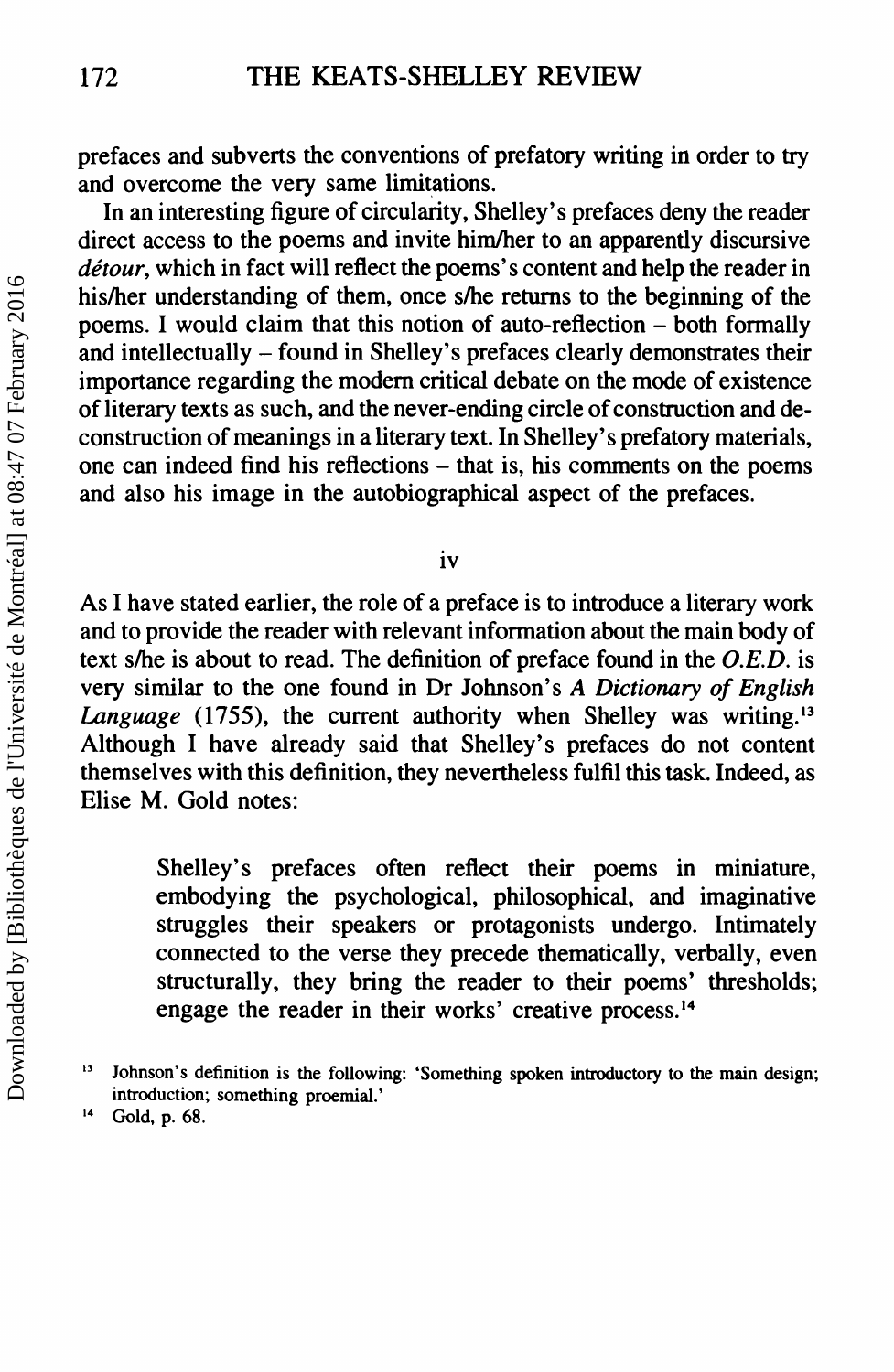prefaces and subverts the conventions of prefatory writing in order to try and overcome the very same limitations.

In an interesting figure of circularity, Shelley's prefaces deny the reader direct access to the poems and invite him/her to an apparently discursive *détour*, which in fact will reflect the poems's content and help the reader in his/her understanding of them, once s/he returns to the beginning of the poems. I would claim that this notion of auto-reflection – both formally and intellectually – found in Shelley's prefaces clearly demonstrates their importance regarding the modern critical debate on the mode of existence of literary texts as such, and the never-ending circle of construction and de-construction of meanings in a literary text. In Shelley's prefatory materials, one can indeed find his reflections – that is, his comments on the poems and also his image in the autobiographical aspect of the prefaces.

## iv

As I have stated earlier, the role of a preface is to introduce a literary work and to provide the reader with relevant information about the main body of text s/he is about to read. The definition of preface found in the *O.E.D.* is very similar to the one found in Dr Johnson's *A Dictionary of English Language* (1755), the current authority when Shelley was writing.[13] Although I have already said that Shelley's prefaces do not content themselves with this definition, they nevertheless fulfil this task. Indeed, as Elise M. Gold notes:

> Shelley's prefaces often reflect their poems in miniature, embodying the psychological, philosophical, and imaginative struggles their speakers or protagonists undergo. Intimately connected to the verse they precede thematically, verbally, even structurally, they bring the reader to their poems' thresholds; engage the reader in their works' creative process.[14]

[13] Johnson's definition is the following: 'Something spoken introductory to the main design; introduction; something proemial.'

[14] Gold, p. 68.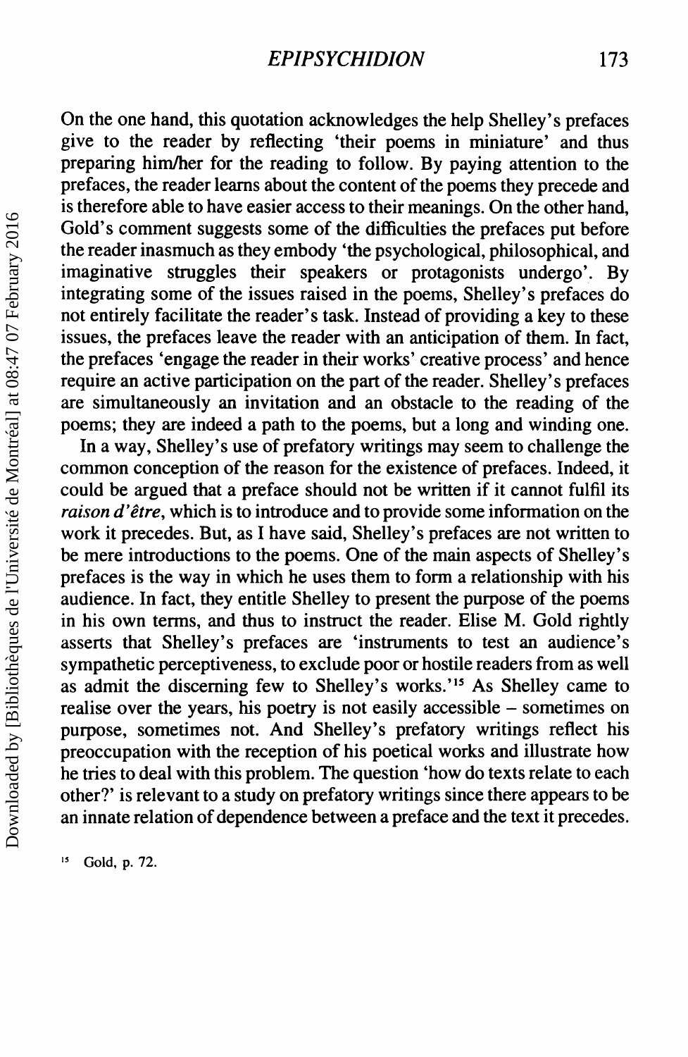On the one hand, this quotation acknowledges the help Shelley's prefaces give to the reader by reflecting 'their poems in miniature' and thus preparing him/her for the reading to follow. By paying attention to the prefaces, the reader learns about the content of the poems they precede and is therefore able to have easier access to their meanings. On the other hand, Gold's comment suggests some of the difficulties the prefaces put before the reader inasmuch as they embody 'the psychological, philosophical, and imaginative struggles their speakers or protagonists undergo'. By integrating some of the issues raised in the poems, Shelley's prefaces do not entirely facilitate the reader's task. Instead of providing a key to these issues, the prefaces leave the reader with an anticipation of them. In fact, the prefaces 'engage the reader in their works' creative process' and hence require an active participation on the part of the reader. Shelley's prefaces are simultaneously an invitation and an obstacle to the reading of the poems; they are indeed a path to the poems, but a long and winding one.

In a way, Shelley's use of prefatory writings may seem to challenge the common conception of the reason for the existence of prefaces. Indeed, it could be argued that a preface should not be written if it cannot fulfil its *raison d'être*, which is to introduce and to provide some information on the work it precedes. But, as I have said, Shelley's prefaces are not written to be mere introductions to the poems. One of the main aspects of Shelley's prefaces is the way in which he uses them to form a relationship with his audience. In fact, they entitle Shelley to present the purpose of the poems in his own terms, and thus to instruct the reader. Elise M. Gold rightly asserts that Shelley's prefaces are 'instruments to test an audience's sympathetic perceptiveness, to exclude poor or hostile readers from as well as admit the discerning few to Shelley's works.'[15] As Shelley came to realise over the years, his poetry is not easily accessible – sometimes on purpose, sometimes not. And Shelley's prefatory writings reflect his preoccupation with the reception of his poetical works and illustrate how he tries to deal with this problem. The question 'how do texts relate to each other?' is relevant to a study on prefatory writings since there appears to be an innate relation of dependence between a preface and the text it precedes.

[15] Gold, p. 72.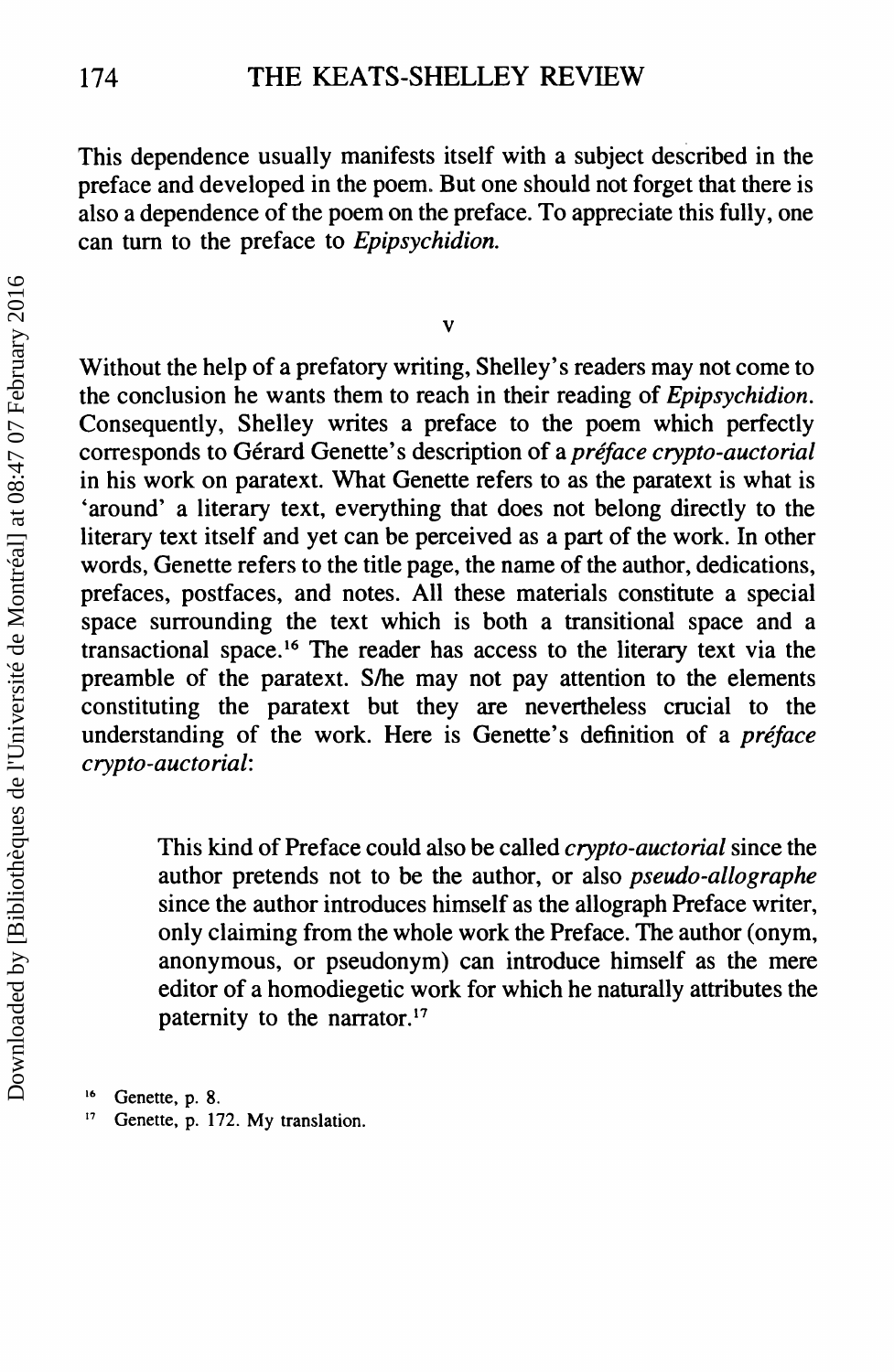This dependence usually manifests itself with a subject described in the preface and developed in the poem. But one should not forget that there is also a dependence of the poem on the preface. To appreciate this fully, one can turn to the preface to *Epipsychidion*.

## V

Without the help of a prefatory writing, Shelley's readers may not come to the conclusion he wants them to reach in their reading of *Epipsychidion*. Consequently, Shelley writes a preface to the poem which perfectly corresponds to Gérard Genette's description of a *préface crypto-auctorial* in his work on paratext. What Genette refers to as the paratext is what is 'around' a literary text, everything that does not belong directly to the literary text itself and yet can be perceived as a part of the work. In other words, Genette refers to the title page, the name of the author, dedications, prefaces, postfaces, and notes. All these materials constitute a special space surrounding the text which is both a transitional space and a transactional space.[16] The reader has access to the literary text via the preamble of the paratext. S/he may not pay attention to the elements constituting the paratext but they are nevertheless crucial to the understanding of the work. Here is Genette's definition of a *préface crypto-auctorial*:

> This kind of Preface could also be called *crypto-auctorial* since the author pretends not to be the author, or also *pseudo-allographe* since the author introduces himself as the allograph Preface writer, only claiming from the whole work the Preface. The author (onym, anonymous, or pseudonym) can introduce himself as the mere editor of a homodiegetic work for which he naturally attributes the paternity to the narrator.[17]

[16] Genette, p. 8.

[17] Genette, p. 172. My translation.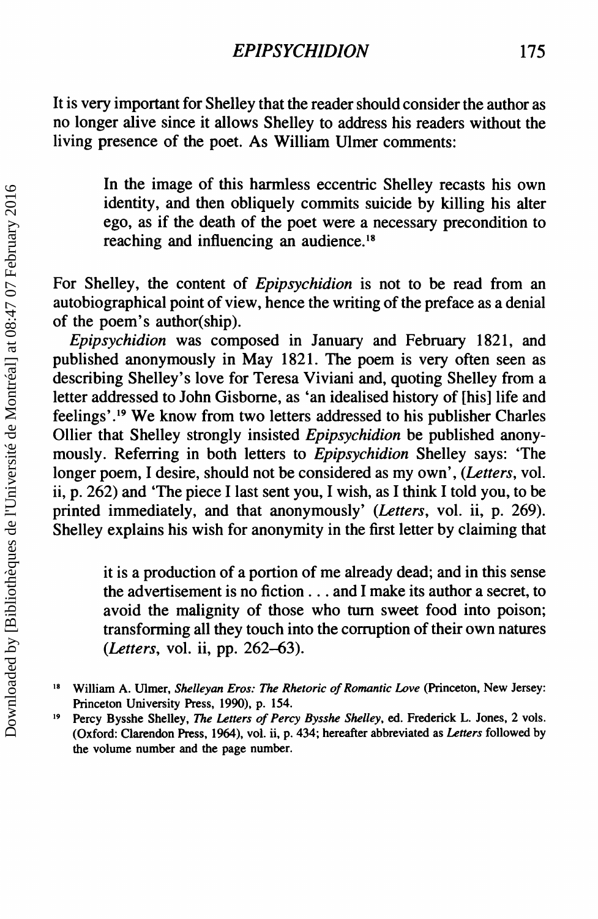It is very important for Shelley that the reader should consider the author as no longer alive since it allows Shelley to address his readers without the living presence of the poet. As William Ulmer comments:

> In the image of this harmless eccentric Shelley recasts his own identity, and then obliquely commits suicide by killing his alter ego, as if the death of the poet were a necessary precondition to reaching and influencing an audience.[18]

For Shelley, the content of *Epipsychidion* is not to be read from an autobiographical point of view, hence the writing of the preface as a denial of the poem's author(ship).

*Epipsychidion* was composed in January and February 1821, and published anonymously in May 1821. The poem is very often seen as describing Shelley's love for Teresa Viviani and, quoting Shelley from a letter addressed to John Gisborne, as 'an idealised history of [his] life and feelings'.[19] We know from two letters addressed to his publisher Charles Ollier that Shelley strongly insisted *Epipsychidion* be published anonymously. Referring in both letters to *Epipsychidion* Shelley says: 'The longer poem, I desire, should not be considered as my own', (*Letters*, vol. ii, p. 262) and 'The piece I last sent you, I wish, as I think I told you, to be printed immediately, and that anonymously' (*Letters*, vol. ii, p. 269). Shelley explains his wish for anonymity in the first letter by claiming that

> it is a production of a portion of me already dead; and in this sense the advertisement is no fiction . . . and I make its author a secret, to avoid the malignity of those who turn sweet food into poison; transforming all they touch into the corruption of their own natures (*Letters*, vol. ii, pp. 262–63).

[18] William A. Ulmer, *Shelleyan Eros: The Rhetoric of Romantic Love* (Princeton, New Jersey: Princeton University Press, 1990), p. 154.

[19] Percy Bysshe Shelley, *The Letters of Percy Bysshe Shelley*, ed. Frederick L. Jones, 2 vols. (Oxford: Clarendon Press, 1964), vol. ii, p. 434; hereafter abbreviated as *Letters* followed by the volume number and the page number.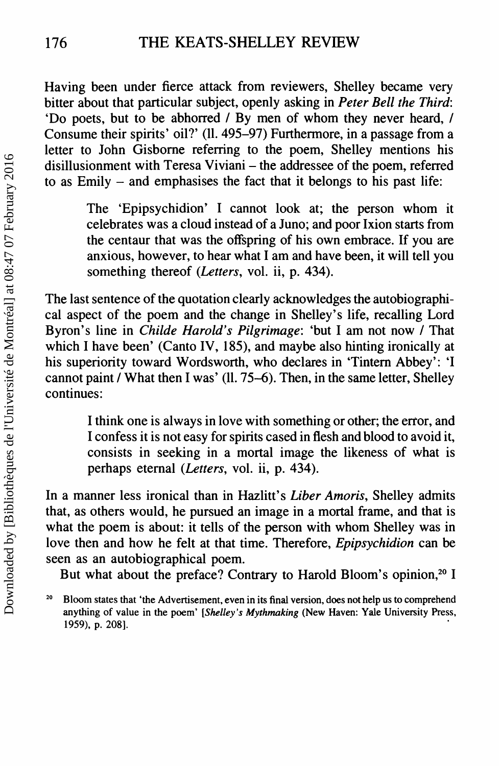Having been under fierce attack from reviewers, Shelley became very bitter about that particular subject, openly asking in *Peter Bell the Third*: 'Do poets, but to be abhorred / By men of whom they never heard, / Consume their spirits' oil?' (ll. 495–97) Furthermore, in a passage from a letter to John Gisborne referring to the poem, Shelley mentions his disillusionment with Teresa Viviani – the addressee of the poem, referred to as Emily – and emphasises the fact that it belongs to his past life:

> The 'Epipsychidion' I cannot look at; the person whom it celebrates was a cloud instead of a Juno; and poor Ixion starts from the centaur that was the offspring of his own embrace. If you are anxious, however, to hear what I am and have been, it will tell you something thereof (*Letters*, vol. ii, p. 434).

The last sentence of the quotation clearly acknowledges the autobiographical aspect of the poem and the change in Shelley's life, recalling Lord Byron's line in *Childe Harold's Pilgrimage*: 'but I am not now / That which I have been' (Canto IV, 185), and maybe also hinting ironically at his superiority toward Wordsworth, who declares in 'Tintern Abbey': 'I cannot paint / What then I was' (ll. 75–6). Then, in the same letter, Shelley continues:

> I think one is always in love with something or other; the error, and I confess it is not easy for spirits cased in flesh and blood to avoid it, consists in seeking in a mortal image the likeness of what is perhaps eternal (*Letters*, vol. ii, p. 434).

In a manner less ironical than in Hazlitt's *Liber Amoris*, Shelley admits that, as others would, he pursued an image in a mortal frame, and that is what the poem is about: it tells of the person with whom Shelley was in love then and how he felt at that time. Therefore, *Epipsychidion* can be seen as an autobiographical poem.

But what about the preface? Contrary to Harold Bloom's opinion,[20] I

[20] Bloom states that 'the Advertisement, even in its final version, does not help us to comprehend anything of value in the poem' [*Shelley's Mythmaking* (New Haven: Yale University Press, 1959), p. 208].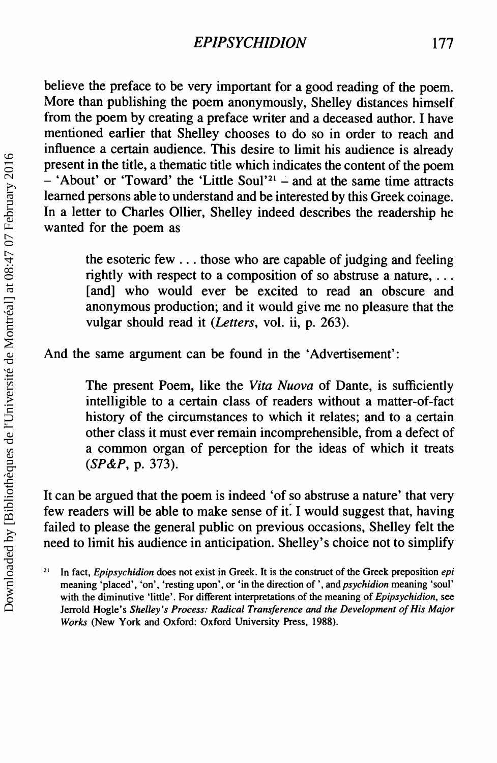believe the preface to be very important for a good reading of the poem. More than publishing the poem anonymously, Shelley distances himself from the poem by creating a preface writer and a deceased author. I have mentioned earlier that Shelley chooses to do so in order to reach and influence a certain audience. This desire to limit his audience is already present in the title, a thematic title which indicates the content of the poem – 'About' or 'Toward' the 'Little Soul'[21] – and at the same time attracts learned persons able to understand and be interested by this Greek coinage. In a letter to Charles Ollier, Shelley indeed describes the readership he wanted for the poem as

> the esoteric few . . . those who are capable of judging and feeling rightly with respect to a composition of so abstruse a nature, . . . [and] who would ever be excited to read an obscure and anonymous production; and it would give me no pleasure that the vulgar should read it (*Letters*, vol. ii, p. 263).

And the same argument can be found in the 'Advertisement':

> The present Poem, like the *Vita Nuova* of Dante, is sufficiently intelligible to a certain class of readers without a matter-of-fact history of the circumstances to which it relates; and to a certain other class it must ever remain incomprehensible, from a defect of a common organ of perception for the ideas of which it treats (*SP&P*, p. 373).

It can be argued that the poem is indeed 'of so abstruse a nature' that very few readers will be able to make sense of it. I would suggest that, having failed to please the general public on previous occasions, Shelley felt the need to limit his audience in anticipation. Shelley's choice not to simplify

[21] In fact, *Epipsychidion* does not exist in Greek. It is the construct of the Greek preposition *epi* meaning 'placed', 'on', 'resting upon', or 'in the direction of ', and *psychidion* meaning 'soul' with the diminutive 'little'. For different interpretations of the meaning of *Epipsychidion*, see Jerrold Hogle's *Shelley's Process: Radical Transference and the Development of His Major Works* (New York and Oxford: Oxford University Press, 1988).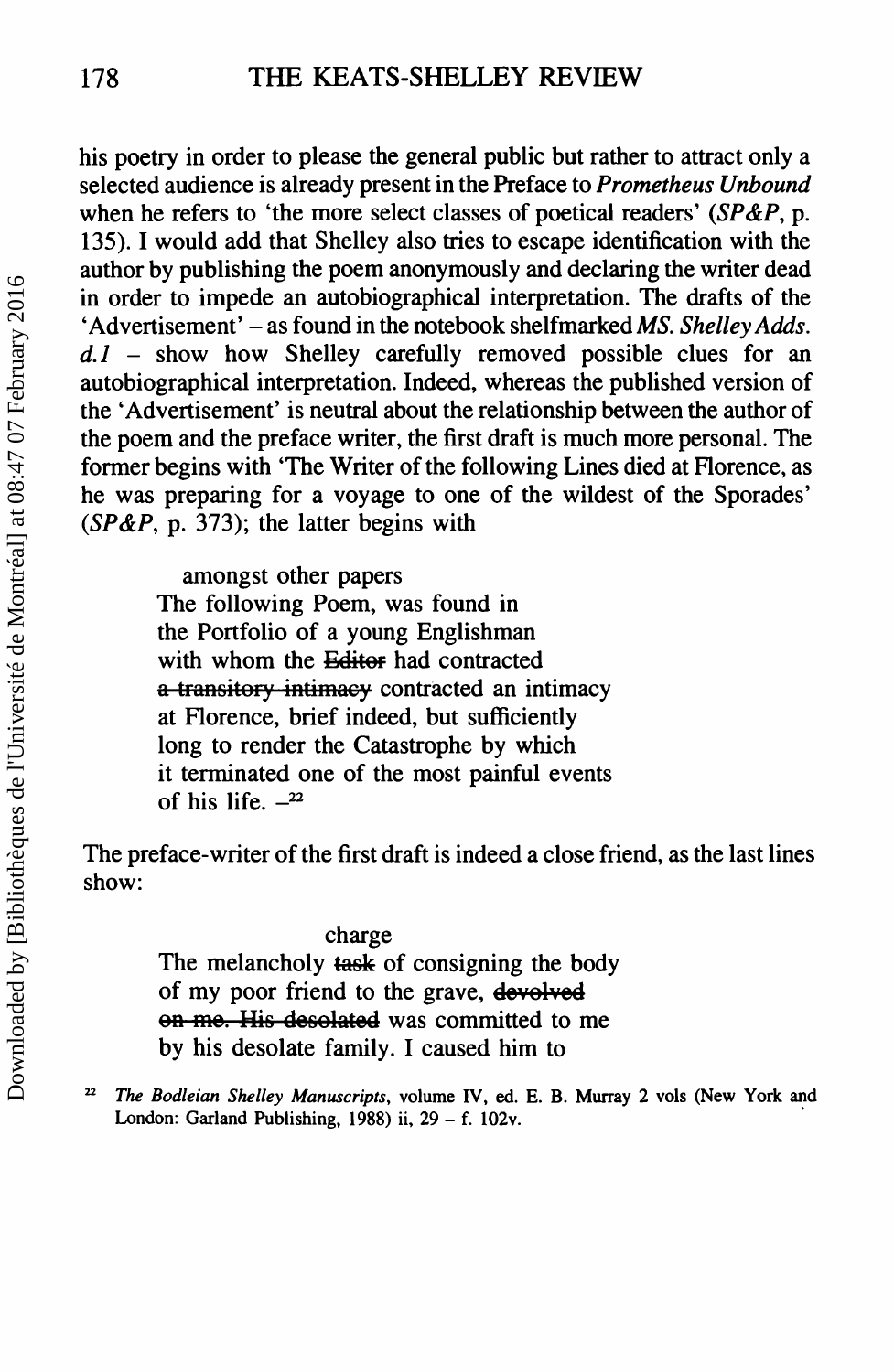his poetry in order to please the general public but rather to attract only a selected audience is already present in the Preface to *Prometheus Unbound* when he refers to 'the more select classes of poetical readers' (*SP&P*, p. 135). I would add that Shelley also tries to escape identification with the author by publishing the poem anonymously and declaring the writer dead in order to impede an autobiographical interpretation. The drafts of the 'Advertisement' – as found in the notebook shelfmarked *MS. Shelley Adds. d.1* – show how Shelley carefully removed possible clues for an autobiographical interpretation. Indeed, whereas the published version of the 'Advertisement' is neutral about the relationship between the author of the poem and the preface writer, the first draft is much more personal. The former begins with 'The Writer of the following Lines died at Florence, as he was preparing for a voyage to one of the wildest of the Sporades' (*SP&P*, p. 373); the latter begins with

> amongst other papers
> The following Poem, was found in
> the Portfolio of a young Englishman
> with whom the ~~Editor~~ had contracted
> ~~a transitory intimacy~~ contracted an intimacy
> at Florence, brief indeed, but sufficiently
> long to render the Catastrophe by which
> it terminated one of the most painful events
> of his life. –[22]

The preface-writer of the first draft is indeed a close friend, as the last lines show:

> charge
> The melancholy ~~task~~ of consigning the body
> of my poor friend to the grave, ~~devolved~~
> ~~on me. His desolated~~ was committed to me
> by his desolate family. I caused him to

[22] *The Bodleian Shelley Manuscripts*, volume IV, ed. E. B. Murray 2 vols (New York and London: Garland Publishing, 1988) ii, 29 – f. 102v.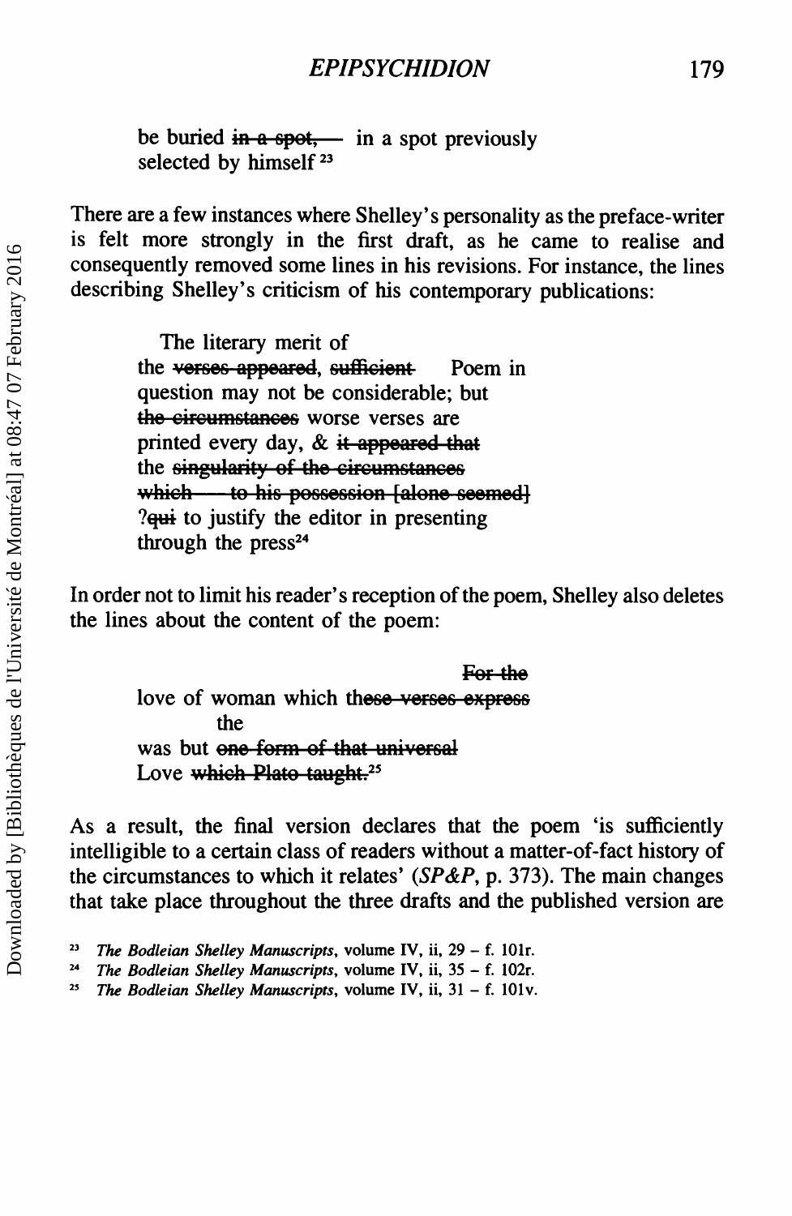be buried ~~in a spot,~~ in a spot previously
selected by himself [23]

There are a few instances where Shelley's personality as the preface-writer is felt more strongly in the first draft, as he came to realise and consequently removed some lines in his revisions. For instance, the lines describing Shelley's criticism of his contemporary publications:

> The literary merit of
> the ~~verses appeared, sufficient~~ Poem in
> question may not be considerable; but
> ~~the circumstances~~ worse verses are
> printed every day, & ~~it appeared that~~
> the ~~singularity of the circumstances~~
> ~~which — to his possession [alone seemed]~~
> ?~~qui~~ to justify the editor in presenting
> through the press[24]

In order not to limit his reader's reception of the poem, Shelley also deletes the lines about the content of the poem:

> ~~For the~~
> love of woman which th~~ese verses express~~
> the
> was but ~~one form of that universal~~
> Love ~~which Plato taught.~~[25]

As a result, the final version declares that the poem 'is sufficiently intelligible to a certain class of readers without a matter-of-fact history of the circumstances to which it relates' (*SP&P*, p. 373). The main changes that take place throughout the three drafts and the published version are

[23] *The Bodleian Shelley Manuscripts*, volume IV, ii, 29 – f. 101r.

[24] *The Bodleian Shelley Manuscripts*, volume IV, ii, 35 – f. 102r.

[25] *The Bodleian Shelley Manuscripts*, volume IV, ii, 31 – f. 101v.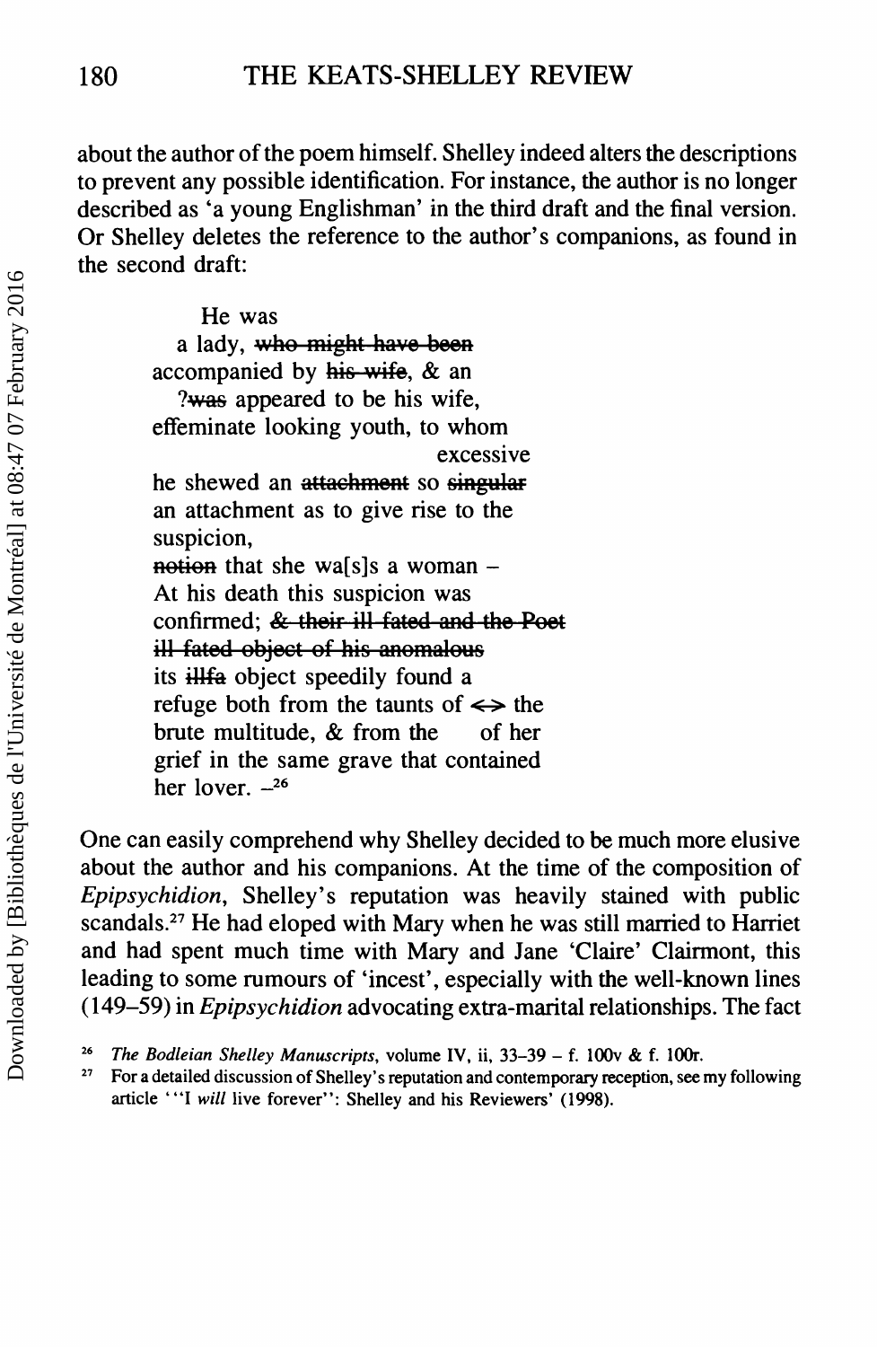about the author of the poem himself. Shelley indeed alters the descriptions to prevent any possible identification. For instance, the author is no longer described as 'a young Englishman' in the third draft and the final version. Or Shelley deletes the reference to the author's companions, as found in the second draft:

> He was
> a lady, ~~who might have been~~
> accompanied by ~~his wife~~, & an
> ?~~was~~ appeared to be his wife,
> effeminate looking youth, to whom
> excessive
> he shewed an ~~attachment~~ so ~~singular~~
> an attachment as to give rise to the
> suspicion,
> ~~notion~~ that she wa[s]s a woman –
> At his death this suspicion was
> confirmed; ~~& their ill fated and the Poet~~
> ~~ill fated object of his anomalous~~
> its ~~illfa~~ object speedily found a
> refuge both from the taunts of <> the
> brute multitude, & from the of her
> grief in the same grave that contained
> her lover. –[26]

One can easily comprehend why Shelley decided to be much more elusive about the author and his companions. At the time of the composition of *Epipsychidion*, Shelley's reputation was heavily stained with public scandals.[27] He had eloped with Mary when he was still married to Harriet and had spent much time with Mary and Jane 'Claire' Clairmont, this leading to some rumours of 'incest', especially with the well-known lines (149–59) in *Epipsychidion* advocating extra-marital relationships. The fact

[26] *The Bodleian Shelley Manuscripts*, volume IV, ii, 33–39 – f. 100v & f. 100r.

[27] For a detailed discussion of Shelley's reputation and contemporary reception, see my following article '"I *will* live forever": Shelley and his Reviewers' (1998).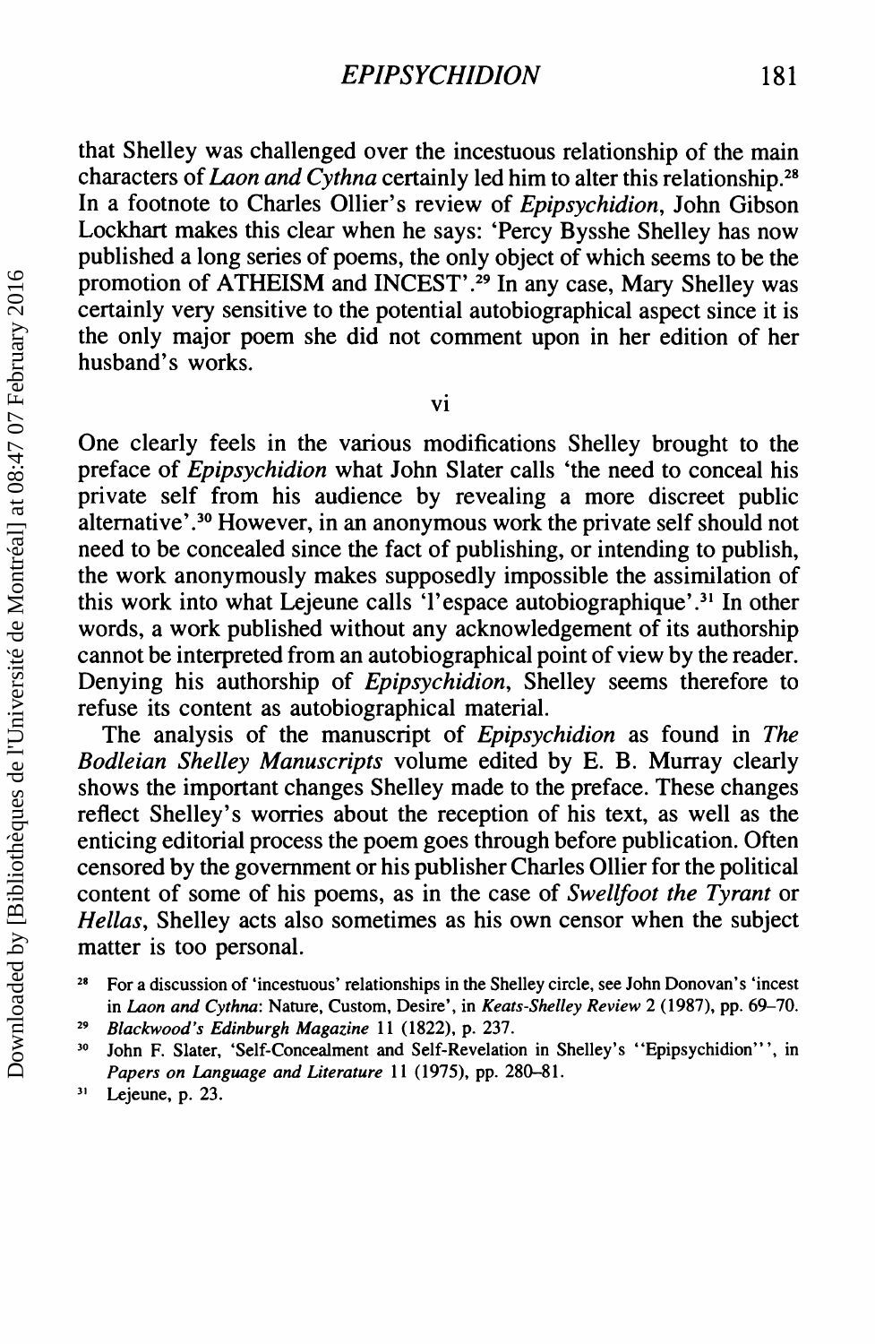that Shelley was challenged over the incestuous relationship of the main characters of *Laon and Cythna* certainly led him to alter this relationship.[28] In a footnote to Charles Ollier's review of *Epipsychidion*, John Gibson Lockhart makes this clear when he says: 'Percy Bysshe Shelley has now published a long series of poems, the only object of which seems to be the promotion of ATHEISM and INCEST'.[29] In any case, Mary Shelley was certainly very sensitive to the potential autobiographical aspect since it is the only major poem she did not comment upon in her edition of her husband's works.

vi

One clearly feels in the various modifications Shelley brought to the preface of *Epipsychidion* what John Slater calls 'the need to conceal his private self from his audience by revealing a more discreet public alternative'.[30] However, in an anonymous work the private self should not need to be concealed since the fact of publishing, or intending to publish, the work anonymously makes supposedly impossible the assimilation of this work into what Lejeune calls 'l'espace autobiographique'.[31] In other words, a work published without any acknowledgement of its authorship cannot be interpreted from an autobiographical point of view by the reader. Denying his authorship of *Epipsychidion*, Shelley seems therefore to refuse its content as autobiographical material.

The analysis of the manuscript of *Epipsychidion* as found in *The Bodleian Shelley Manuscripts* volume edited by E. B. Murray clearly shows the important changes Shelley made to the preface. These changes reflect Shelley's worries about the reception of his text, as well as the enticing editorial process the poem goes through before publication. Often censored by the government or his publisher Charles Ollier for the political content of some of his poems, as in the case of *Swellfoot the Tyrant* or *Hellas*, Shelley acts also sometimes as his own censor when the subject matter is too personal.

[28] For a discussion of 'incestuous' relationships in the Shelley circle, see John Donovan's 'incest in *Laon and Cythna*: Nature, Custom, Desire', in *Keats-Shelley Review* 2 (1987), pp. 69–70.

[29] *Blackwood's Edinburgh Magazine* 11 (1822), p. 237.

[30] John F. Slater, 'Self-Concealment and Self-Revelation in Shelley's "Epipsychidion"', in *Papers on Language and Literature* 11 (1975), pp. 280–81.

[31] Lejeune, p. 23.